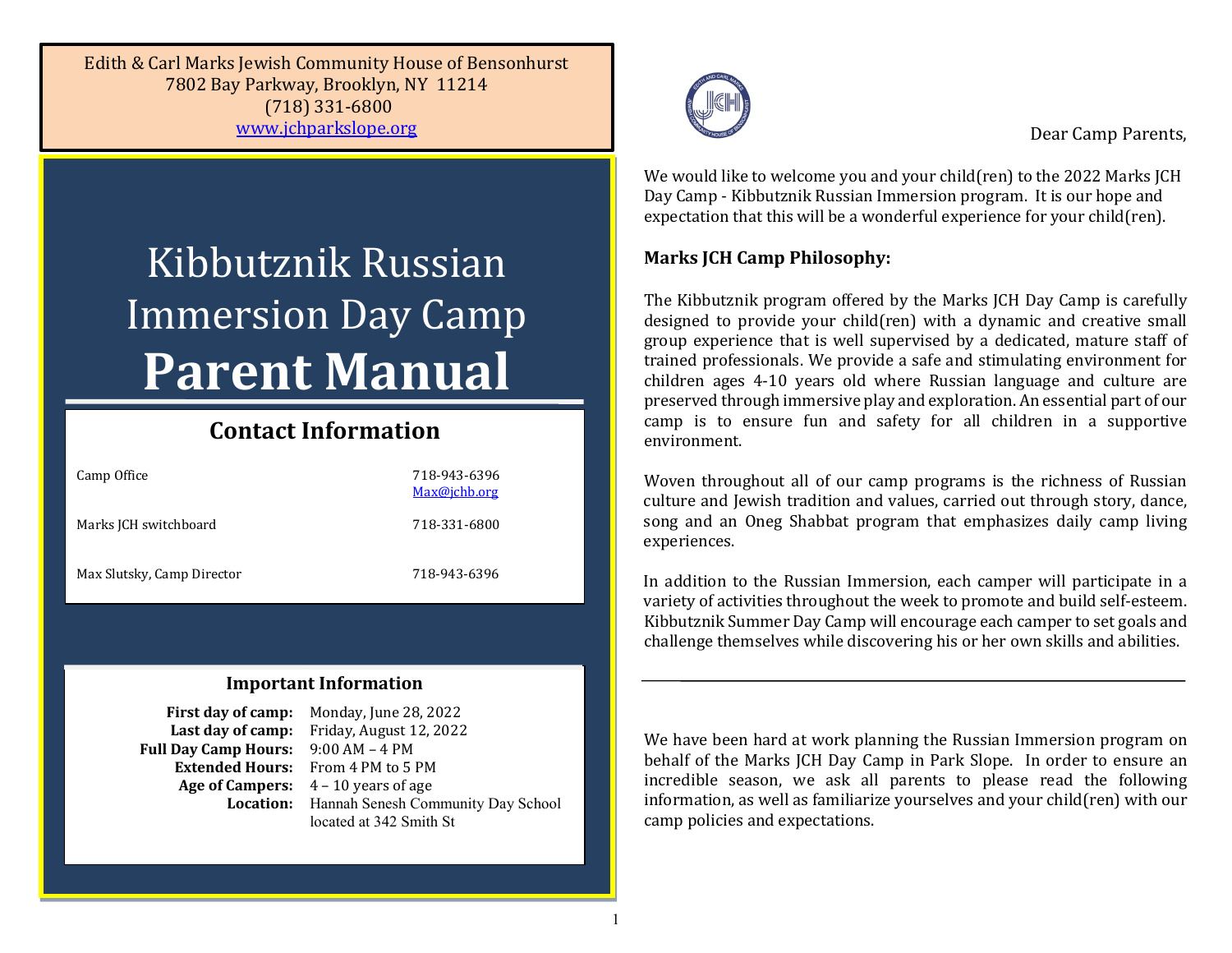Edith & Carl Marks Jewish Community House of Bensonhurst
7802 Bay Parkway, Brooklyn, NY 11214
(718) 331-6800
www.jchparkslope.org

# Kibbutznik Russian Immersion Day Camp
# Parent Manual

## Contact Information

| | |
|---|---|
| Camp Office | 718-943-6396<br>Max@jchb.org |
| Marks JCH switchboard | 718-331-6800 |
| Max Slutsky, Camp Director | 718-943-6396 |

### Important Information

| | |
|---|---|
| **First day of camp:** | Monday, June 28, 2022 |
| **Last day of camp:** | Friday, August 12, 2022 |
| **Full Day Camp Hours:** | 9:00 AM – 4 PM |
| **Extended Hours:** | From 4 PM to 5 PM |
| **Age of Campers:** | 4 – 10 years of age |
| **Location:** | Hannah Senesh Community Day School located at 342 Smith St |

Dear Camp Parents,

We would like to welcome you and your child(ren) to the 2022 Marks JCH Day Camp - Kibbutznik Russian Immersion program. It is our hope and expectation that this will be a wonderful experience for your child(ren).

**Marks JCH Camp Philosophy:**

The Kibbutznik program offered by the Marks JCH Day Camp is carefully designed to provide your child(ren) with a dynamic and creative small group experience that is well supervised by a dedicated, mature staff of trained professionals. We provide a safe and stimulating environment for children ages 4-10 years old where Russian language and culture are preserved through immersive play and exploration. An essential part of our camp is to ensure fun and safety for all children in a supportive environment.

Woven throughout all of our camp programs is the richness of Russian culture and Jewish tradition and values, carried out through story, dance, song and an Oneg Shabbat program that emphasizes daily camp living experiences.

In addition to the Russian Immersion, each camper will participate in a variety of activities throughout the week to promote and build self-esteem. Kibbutznik Summer Day Camp will encourage each camper to set goals and challenge themselves while discovering his or her own skills and abilities.

---

We have been hard at work planning the Russian Immersion program on behalf of the Marks JCH Day Camp in Park Slope. In order to ensure an incredible season, we ask all parents to please read the following information, as well as familiarize yourselves and your child(ren) with our camp policies and expectations.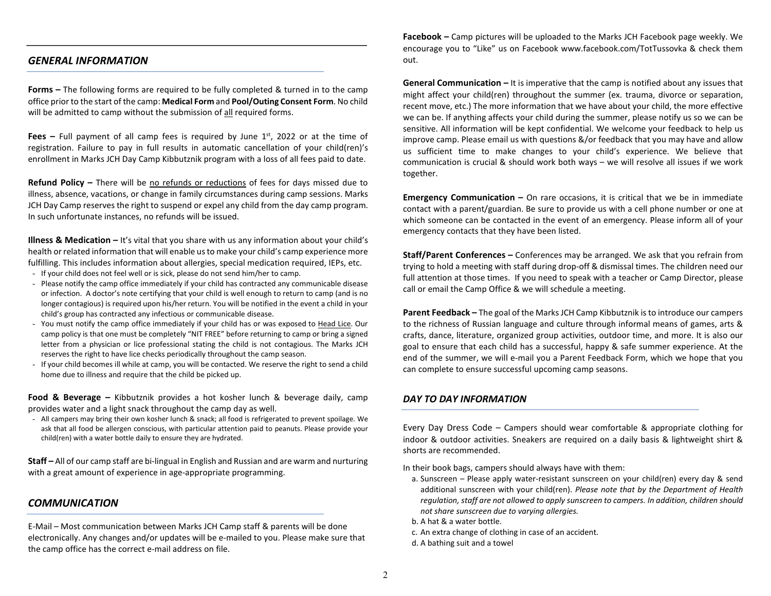## *GENERAL INFORMATION*

**Forms –** The following forms are required to be fully completed & turned in to the camp office prior to the start of the camp: **Medical Form** and **Pool/Outing Consent Form**. No child will be admitted to camp without the submission of all required forms.

**Fees –** Full payment of all camp fees is required by June 1st, 2022 or at the time of registration. Failure to pay in full results in automatic cancellation of your child(ren)'s enrollment in Marks JCH Day Camp Kibbutznik program with a loss of all fees paid to date.

**Refund Policy –** There will be no refunds or reductions of fees for days missed due to illness, absence, vacations, or change in family circumstances during camp sessions. Marks JCH Day Camp reserves the right to suspend or expel any child from the day camp program. In such unfortunate instances, no refunds will be issued.

**Illness & Medication –** It's vital that you share with us any information about your child's health or related information that will enable us to make your child's camp experience more fulfilling. This includes information about allergies, special medication required, IEPs, etc.

- If your child does not feel well or is sick, please do not send him/her to camp.
- Please notify the camp office immediately if your child has contracted any communicable disease or infection. A doctor's note certifying that your child is well enough to return to camp (and is no longer contagious) is required upon his/her return. You will be notified in the event a child in your child's group has contracted any infectious or communicable disease.
- You must notify the camp office immediately if your child has or was exposed to Head Lice. Our camp policy is that one must be completely "NIT FREE" before returning to camp or bring a signed letter from a physician or lice professional stating the child is not contagious. The Marks JCH reserves the right to have lice checks periodically throughout the camp season.
- If your child becomes ill while at camp, you will be contacted. We reserve the right to send a child home due to illness and require that the child be picked up.

**Food & Beverage –** Kibbutznik provides a hot kosher lunch & beverage daily, camp provides water and a light snack throughout the camp day as well.

- All campers may bring their own kosher lunch & snack; all food is refrigerated to prevent spoilage. We ask that all food be allergen conscious, with particular attention paid to peanuts. Please provide your child(ren) with a water bottle daily to ensure they are hydrated.

**Staff –** All of our camp staff are bi-lingual in English and Russian and are warm and nurturing with a great amount of experience in age-appropriate programming.

## *COMMUNICATION*

E-Mail – Most communication between Marks JCH Camp staff & parents will be done electronically. Any changes and/or updates will be e-mailed to you. Please make sure that the camp office has the correct e-mail address on file.

**Facebook –** Camp pictures will be uploaded to the Marks JCH Facebook page weekly. We encourage you to "Like" us on Facebook www.facebook.com/TotTussovka & check them out.

**General Communication –** It is imperative that the camp is notified about any issues that might affect your child(ren) throughout the summer (ex. trauma, divorce or separation, recent move, etc.) The more information that we have about your child, the more effective we can be. If anything affects your child during the summer, please notify us so we can be sensitive. All information will be kept confidential. We welcome your feedback to help us improve camp. Please email us with questions &/or feedback that you may have and allow us sufficient time to make changes to your child's experience. We believe that communication is crucial & should work both ways – we will resolve all issues if we work together.

**Emergency Communication –** On rare occasions, it is critical that we be in immediate contact with a parent/guardian. Be sure to provide us with a cell phone number or one at which someone can be contacted in the event of an emergency. Please inform all of your emergency contacts that they have been listed.

**Staff/Parent Conferences –** Conferences may be arranged. We ask that you refrain from trying to hold a meeting with staff during drop-off & dismissal times. The children need our full attention at those times. If you need to speak with a teacher or Camp Director, please call or email the Camp Office & we will schedule a meeting.

**Parent Feedback –** The goal of the Marks JCH Camp Kibbutznik is to introduce our campers to the richness of Russian language and culture through informal means of games, arts & crafts, dance, literature, organized group activities, outdoor time, and more. It is also our goal to ensure that each child has a successful, happy & safe summer experience. At the end of the summer, we will e-mail you a Parent Feedback Form, which we hope that you can complete to ensure successful upcoming camp seasons.

## *DAY TO DAY INFORMATION*

Every Day Dress Code – Campers should wear comfortable & appropriate clothing for indoor & outdoor activities. Sneakers are required on a daily basis & lightweight shirt & shorts are recommended.

In their book bags, campers should always have with them:

a. Sunscreen – Please apply water-resistant sunscreen on your child(ren) every day & send additional sunscreen with your child(ren). *Please note that by the Department of Health regulation, staff are not allowed to apply sunscreen to campers. In addition, children should not share sunscreen due to varying allergies.*  
b. A hat & a water bottle.  
c. An extra change of clothing in case of an accident.  
d. A bathing suit and a towel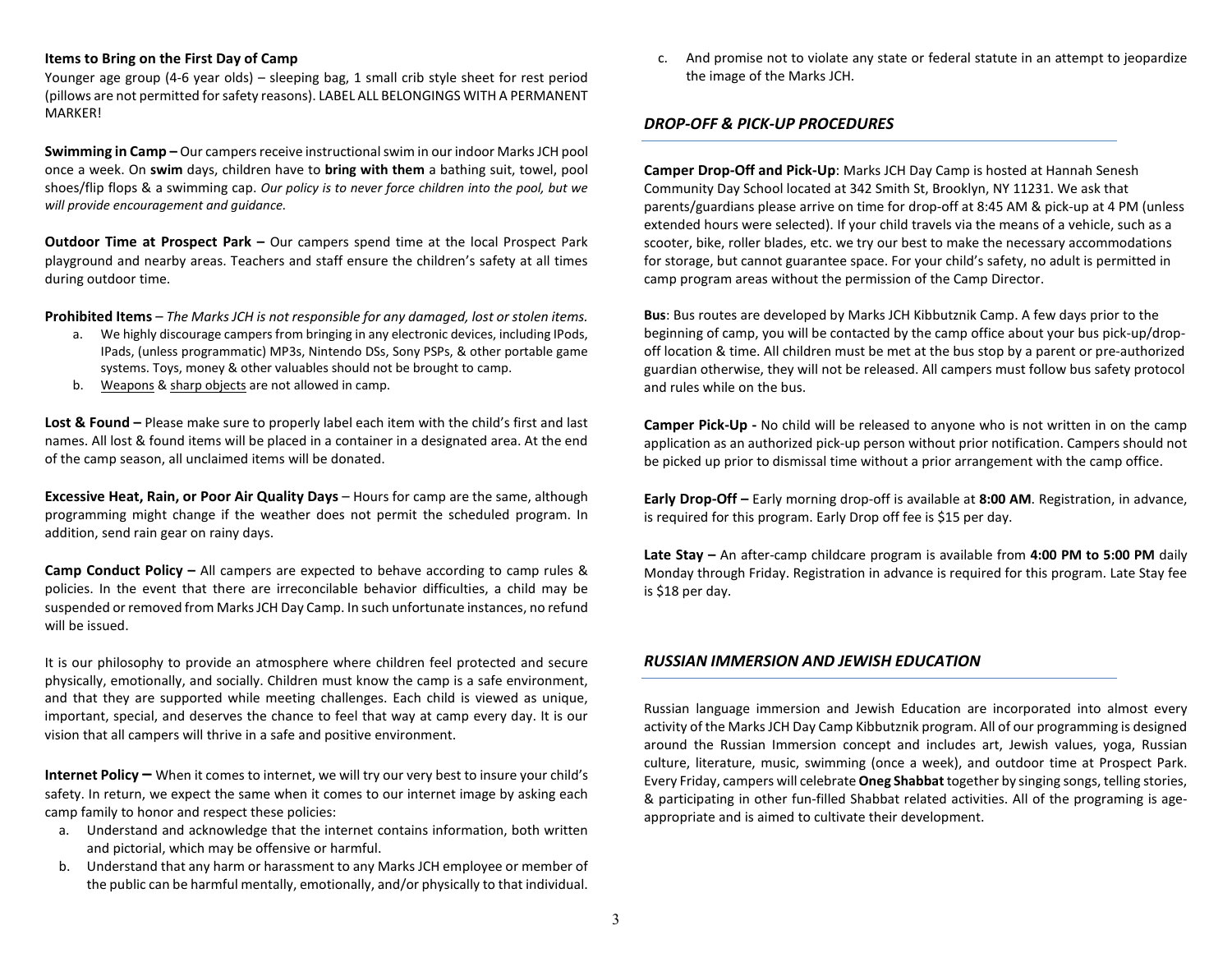**Items to Bring on the First Day of Camp**

Younger age group (4-6 year olds) – sleeping bag, 1 small crib style sheet for rest period (pillows are not permitted for safety reasons). LABEL ALL BELONGINGS WITH A PERMANENT MARKER!

**Swimming in Camp –** Our campers receive instructional swim in our indoor Marks JCH pool once a week. On **swim** days, children have to **bring with them** a bathing suit, towel, pool shoes/flip flops & a swimming cap. *Our policy is to never force children into the pool, but we will provide encouragement and guidance.*

**Outdoor Time at Prospect Park –** Our campers spend time at the local Prospect Park playground and nearby areas. Teachers and staff ensure the children's safety at all times during outdoor time.

**Prohibited Items** – *The Marks JCH is not responsible for any damaged, lost or stolen items.*

a. We highly discourage campers from bringing in any electronic devices, including IPods, IPads, (unless programmatic) MP3s, Nintendo DSs, Sony PSPs, & other portable game systems. Toys, money & other valuables should not be brought to camp.
b. Weapons & sharp objects are not allowed in camp.

**Lost & Found –** Please make sure to properly label each item with the child's first and last names. All lost & found items will be placed in a container in a designated area. At the end of the camp season, all unclaimed items will be donated.

**Excessive Heat, Rain, or Poor Air Quality Days** – Hours for camp are the same, although programming might change if the weather does not permit the scheduled program. In addition, send rain gear on rainy days.

**Camp Conduct Policy –** All campers are expected to behave according to camp rules & policies. In the event that there are irreconcilable behavior difficulties, a child may be suspended or removed from Marks JCH Day Camp. In such unfortunate instances, no refund will be issued.

It is our philosophy to provide an atmosphere where children feel protected and secure physically, emotionally, and socially. Children must know the camp is a safe environment, and that they are supported while meeting challenges. Each child is viewed as unique, important, special, and deserves the chance to feel that way at camp every day. It is our vision that all campers will thrive in a safe and positive environment.

**Internet Policy –** When it comes to internet, we will try our very best to insure your child's safety. In return, we expect the same when it comes to our internet image by asking each camp family to honor and respect these policies:

a. Understand and acknowledge that the internet contains information, both written and pictorial, which may be offensive or harmful.
b. Understand that any harm or harassment to any Marks JCH employee or member of the public can be harmful mentally, emotionally, and/or physically to that individual.
c. And promise not to violate any state or federal statute in an attempt to jeopardize the image of the Marks JCH.

## *DROP-OFF & PICK-UP PROCEDURES*

**Camper Drop-Off and Pick-Up**: Marks JCH Day Camp is hosted at Hannah Senesh Community Day School located at 342 Smith St, Brooklyn, NY 11231. We ask that parents/guardians please arrive on time for drop-off at 8:45 AM & pick-up at 4 PM (unless extended hours were selected). If your child travels via the means of a vehicle, such as a scooter, bike, roller blades, etc. we try our best to make the necessary accommodations for storage, but cannot guarantee space. For your child's safety, no adult is permitted in camp program areas without the permission of the Camp Director.

**Bus**: Bus routes are developed by Marks JCH Kibbutznik Camp. A few days prior to the beginning of camp, you will be contacted by the camp office about your bus pick-up/drop-off location & time. All children must be met at the bus stop by a parent or pre-authorized guardian otherwise, they will not be released. All campers must follow bus safety protocol and rules while on the bus.

**Camper Pick-Up -** No child will be released to anyone who is not written in on the camp application as an authorized pick-up person without prior notification. Campers should not be picked up prior to dismissal time without a prior arrangement with the camp office.

**Early Drop-Off –** Early morning drop-off is available at **8:00 AM**. Registration, in advance, is required for this program. Early Drop off fee is $15 per day.

**Late Stay –** An after-camp childcare program is available from **4:00 PM to 5:00 PM** daily Monday through Friday. Registration in advance is required for this program. Late Stay fee is $18 per day.

## *RUSSIAN IMMERSION AND JEWISH EDUCATION*

Russian language immersion and Jewish Education are incorporated into almost every activity of the Marks JCH Day Camp Kibbutznik program. All of our programming is designed around the Russian Immersion concept and includes art, Jewish values, yoga, Russian culture, literature, music, swimming (once a week), and outdoor time at Prospect Park. Every Friday, campers will celebrate **Oneg Shabbat** together by singing songs, telling stories, & participating in other fun-filled Shabbat related activities. All of the programing is age-appropriate and is aimed to cultivate their development.